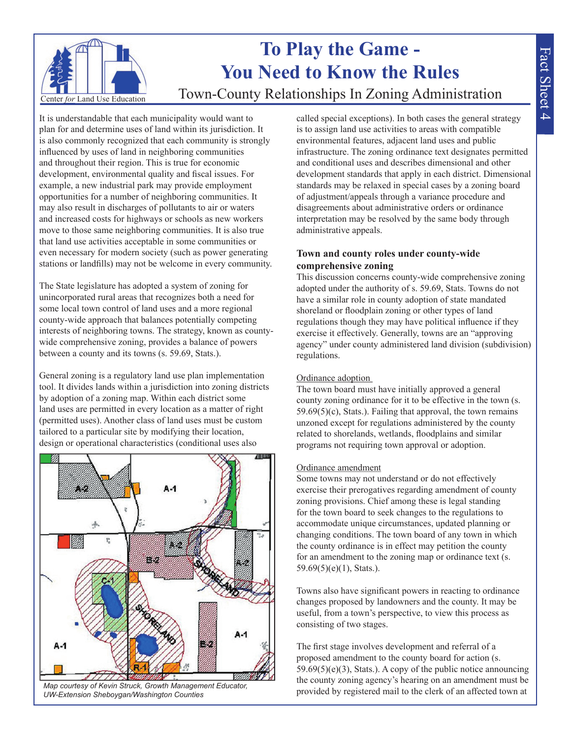# To Play the Game - You Need to Know the Rules

## Town-County Relationships In Zoning Administration

Center *for* Land Use Education

Fact Sheet 4

It is understandable that each municipality would want to plan for and determine uses of land within its jurisdiction. It is also commonly recognized that each community is strongly influenced by uses of land in neighboring communities and throughout their region. This is true for economic development, environmental quality and fiscal issues. For example, a new industrial park may provide employment opportunities for a number of neighboring communities. It may also result in discharges of pollutants to air or waters and increased costs for highways or schools as new workers move to those same neighboring communities. It is also true that land use activities acceptable in some communities or even necessary for modern society (such as power generating stations or landfills) may not be welcome in every community.

The State legislature has adopted a system of zoning for unincorporated rural areas that recognizes both a need for some local town control of land uses and a more regional county-wide approach that balances potentially competing interests of neighboring towns. The strategy, known as county-wide comprehensive zoning, provides a balance of powers between a county and its towns (s. 59.69, Stats.).

General zoning is a regulatory land use plan implementation tool. It divides lands within a jurisdiction into zoning districts by adoption of a zoning map. Within each district some land uses are permitted in every location as a matter of right (permitted uses). Another class of land uses must be custom tailored to a particular site by modifying their location, design or operational characteristics (conditional uses also called special exceptions). In both cases the general strategy is to assign land use activities to areas with compatible environmental features, adjacent land uses and public infrastructure. The zoning ordinance text designates permitted and conditional uses and describes dimensional and other development standards that apply in each district. Dimensional standards may be relaxed in special cases by a zoning board of adjustment/appeals through a variance procedure and disagreements about administrative orders or ordinance interpretation may be resolved by the same body through administrative appeals.

*Map courtesy of Kevin Struck, Growth Management Educator, UW-Extension Sheboygan/Washington Counties*

### Town and county roles under county-wide comprehensive zoning

This discussion concerns county-wide comprehensive zoning adopted under the authority of s. 59.69, Stats. Towns do not have a similar role in county adoption of state mandated shoreland or floodplain zoning or other types of land regulations though they may have political influence if they exercise it effectively. Generally, towns are an "approving agency" under county administered land division (subdivision) regulations.

#### Ordinance adoption

The town board must have initially approved a general county zoning ordinance for it to be effective in the town (s. 59.69(5)(c), Stats.). Failing that approval, the town remains unzoned except for regulations administered by the county related to shorelands, wetlands, floodplains and similar programs not requiring town approval or adoption.

#### Ordinance amendment

Some towns may not understand or do not effectively exercise their prerogatives regarding amendment of county zoning provisions. Chief among these is legal standing for the town board to seek changes to the regulations to accommodate unique circumstances, updated planning or changing conditions. The town board of any town in which the county ordinance is in effect may petition the county for an amendment to the zoning map or ordinance text (s. 59.69(5)(e)(1), Stats.).

Towns also have significant powers in reacting to ordinance changes proposed by landowners and the county. It may be useful, from a town's perspective, to view this process as consisting of two stages.

The first stage involves development and referral of a proposed amendment to the county board for action (s. 59.69(5)(e)(3), Stats.). A copy of the public notice announcing the county zoning agency's hearing on an amendment must be provided by registered mail to the clerk of an affected town at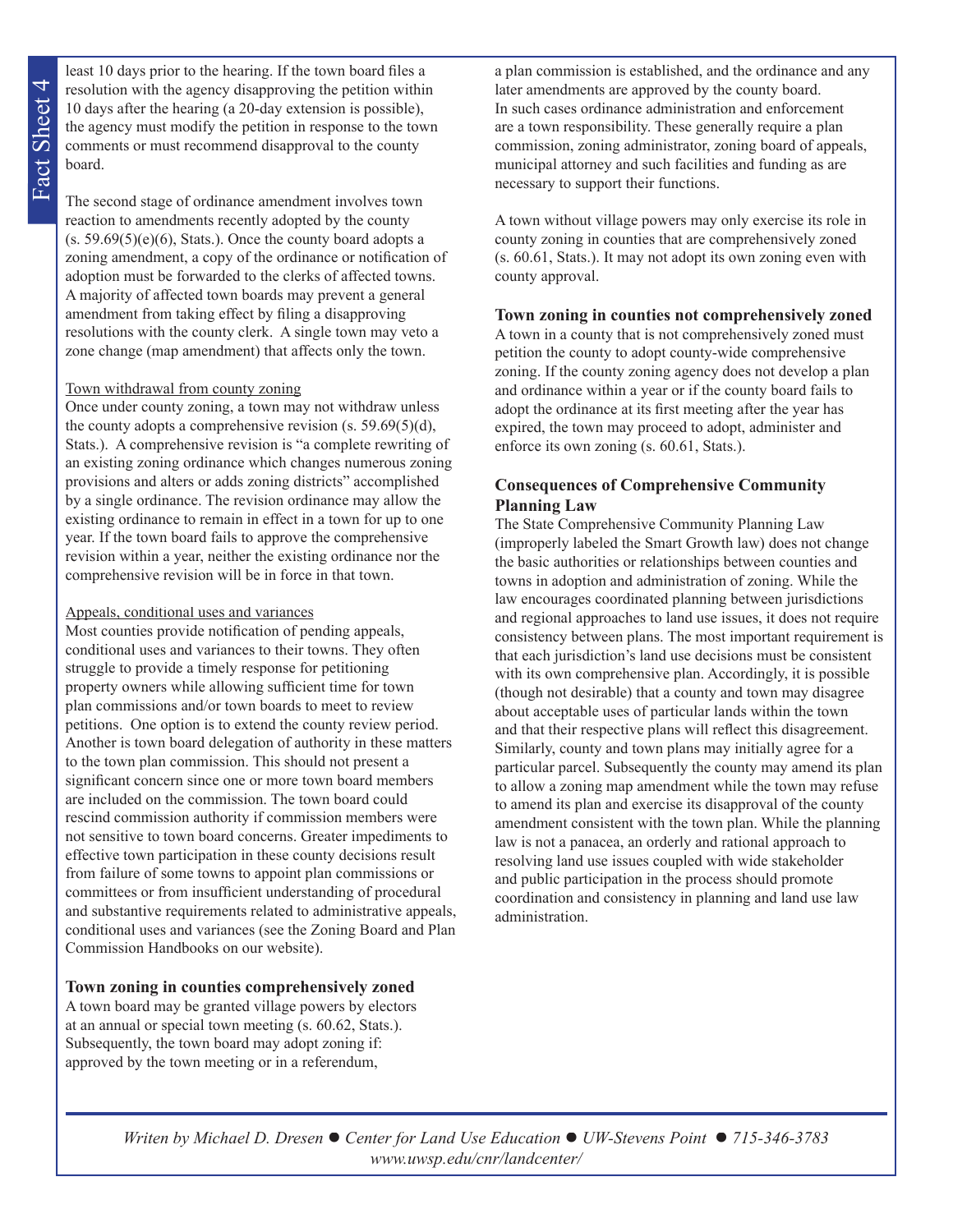least 10 days prior to the hearing. If the town board files a resolution with the agency disapproving the petition within 10 days after the hearing (a 20-day extension is possible), the agency must modify the petition in response to the town comments or must recommend disapproval to the county board.

The second stage of ordinance amendment involves town reaction to amendments recently adopted by the county (s. 59.69(5)(e)(6), Stats.). Once the county board adopts a zoning amendment, a copy of the ordinance or notification of adoption must be forwarded to the clerks of affected towns. A majority of affected town boards may prevent a general amendment from taking effect by filing a disapproving resolutions with the county clerk. A single town may veto a zone change (map amendment) that affects only the town.

Town withdrawal from county zoning

Once under county zoning, a town may not withdraw unless the county adopts a comprehensive revision (s. 59.69(5)(d), Stats.). A comprehensive revision is "a complete rewriting of an existing zoning ordinance which changes numerous zoning provisions and alters or adds zoning districts" accomplished by a single ordinance. The revision ordinance may allow the existing ordinance to remain in effect in a town for up to one year. If the town board fails to approve the comprehensive revision within a year, neither the existing ordinance nor the comprehensive revision will be in force in that town.

Appeals, conditional uses and variances

Most counties provide notification of pending appeals, conditional uses and variances to their towns. They often struggle to provide a timely response for petitioning property owners while allowing sufficient time for town plan commissions and/or town boards to meet to review petitions. One option is to extend the county review period. Another is town board delegation of authority in these matters to the town plan commission. This should not present a significant concern since one or more town board members are included on the commission. The town board could rescind commission authority if commission members were not sensitive to town board concerns. Greater impediments to effective town participation in these county decisions result from failure of some towns to appoint plan commissions or committees or from insufficient understanding of procedural and substantive requirements related to administrative appeals, conditional uses and variances (see the Zoning Board and Plan Commission Handbooks on our website).

### Town zoning in counties comprehensively zoned

A town board may be granted village powers by electors at an annual or special town meeting (s. 60.62, Stats.). Subsequently, the town board may adopt zoning if: approved by the town meeting or in a referendum, a plan commission is established, and the ordinance and any later amendments are approved by the county board. In such cases ordinance administration and enforcement are a town responsibility. These generally require a plan commission, zoning administrator, zoning board of appeals, municipal attorney and such facilities and funding as are necessary to support their functions.

A town without village powers may only exercise its role in county zoning in counties that are comprehensively zoned (s. 60.61, Stats.). It may not adopt its own zoning even with county approval.

### Town zoning in counties not comprehensively zoned

A town in a county that is not comprehensively zoned must petition the county to adopt county-wide comprehensive zoning. If the county zoning agency does not develop a plan and ordinance within a year or if the county board fails to adopt the ordinance at its first meeting after the year has expired, the town may proceed to adopt, administer and enforce its own zoning (s. 60.61, Stats.).

### Consequences of Comprehensive Community Planning Law

The State Comprehensive Community Planning Law (improperly labeled the Smart Growth law) does not change the basic authorities or relationships between counties and towns in adoption and administration of zoning. While the law encourages coordinated planning between jurisdictions and regional approaches to land use issues, it does not require consistency between plans. The most important requirement is that each jurisdiction's land use decisions must be consistent with its own comprehensive plan. Accordingly, it is possible (though not desirable) that a county and town may disagree about acceptable uses of particular lands within the town and that their respective plans will reflect this disagreement. Similarly, county and town plans may initially agree for a particular parcel. Subsequently the county may amend its plan to allow a zoning map amendment while the town may refuse to amend its plan and exercise its disapproval of the county amendment consistent with the town plan. While the planning law is not a panacea, an orderly and rational approach to resolving land use issues coupled with wide stakeholder and public participation in the process should promote coordination and consistency in planning and land use law administration.

*Writen by Michael D. Dresen ● Center for Land Use Education ● UW-Stevens Point ● 715-346-3783*
*www.uwsp.edu/cnr/landcenter/*